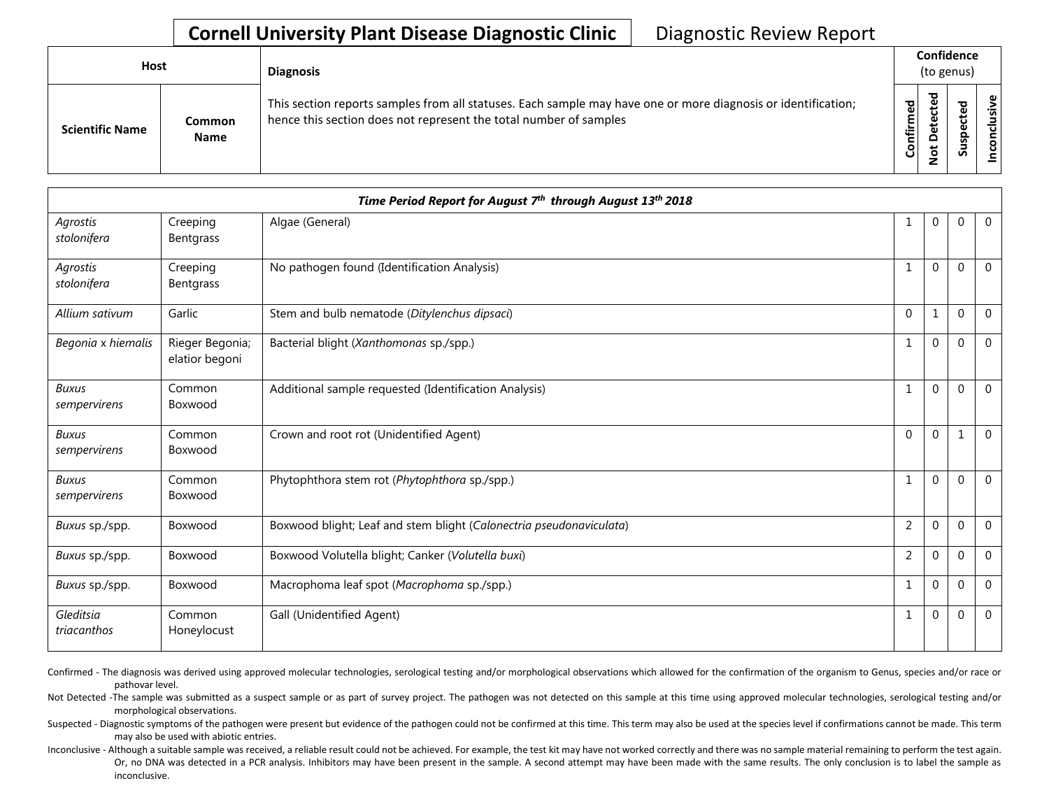# Cornell University Plant Disease Diagnostic Clinic — Diagnostic Review Report

| Host | | Diagnosis | Confidence (to genus) | | | |
|---|---|---|---|---|---|---|
| Scientific Name | Common Name | This section reports samples from all statuses. Each sample may have one or more diagnosis or identification; hence this section does not represent the total number of samples | Confirmed | Not Detected | Suspected | Inconclusive |

| *Time Period Report for August 7th through August 13th 2018* | | | | | | |
|---|---|---|---|---|---|---|
| *Agrostis stolonifera* | Creeping Bentgrass | Algae (General) | 1 | 0 | 0 | 0 |
| *Agrostis stolonifera* | Creeping Bentgrass | No pathogen found (Identification Analysis) | 1 | 0 | 0 | 0 |
| *Allium sativum* | Garlic | Stem and bulb nematode (*Ditylenchus dipsaci*) | 0 | 1 | 0 | 0 |
| *Begonia x hiemalis* | Rieger Begonia; elatior begoni | Bacterial blight (*Xanthomonas* sp./spp.) | 1 | 0 | 0 | 0 |
| *Buxus sempervirens* | Common Boxwood | Additional sample requested (Identification Analysis) | 1 | 0 | 0 | 0 |
| *Buxus sempervirens* | Common Boxwood | Crown and root rot (Unidentified Agent) | 0 | 0 | 1 | 0 |
| *Buxus sempervirens* | Common Boxwood | Phytophthora stem rot (*Phytophthora* sp./spp.) | 1 | 0 | 0 | 0 |
| *Buxus* sp./spp. | Boxwood | Boxwood blight; Leaf and stem blight (*Calonectria pseudonaviculata*) | 2 | 0 | 0 | 0 |
| *Buxus* sp./spp. | Boxwood | Boxwood Volutella blight; Canker (*Volutella buxi*) | 2 | 0 | 0 | 0 |
| *Buxus* sp./spp. | Boxwood | Macrophoma leaf spot (*Macrophoma* sp./spp.) | 1 | 0 | 0 | 0 |
| *Gleditsia triacanthos* | Common Honeylocust | Gall (Unidentified Agent) | 1 | 0 | 0 | 0 |

Confirmed - The diagnosis was derived using approved molecular technologies, serological testing and/or morphological observations which allowed for the confirmation of the organism to Genus, species and/or race or pathovar level.

Not Detected - The sample was submitted as a suspect sample or as part of survey project. The pathogen was not detected on this sample at this time using approved molecular technologies, serological testing and/or morphological observations.

Suspected - Diagnostic symptoms of the pathogen were present but evidence of the pathogen could not be confirmed at this time. This term may also be used at the species level if confirmations cannot be made. This term may also be used with abiotic entries.

Inconclusive - Although a suitable sample was received, a reliable result could not be achieved. For example, the test kit may have not worked correctly and there was no sample material remaining to perform the test again. Or, no DNA was detected in a PCR analysis. Inhibitors may have been present in the sample. A second attempt may have been made with the same results. The only conclusion is to label the sample as inconclusive.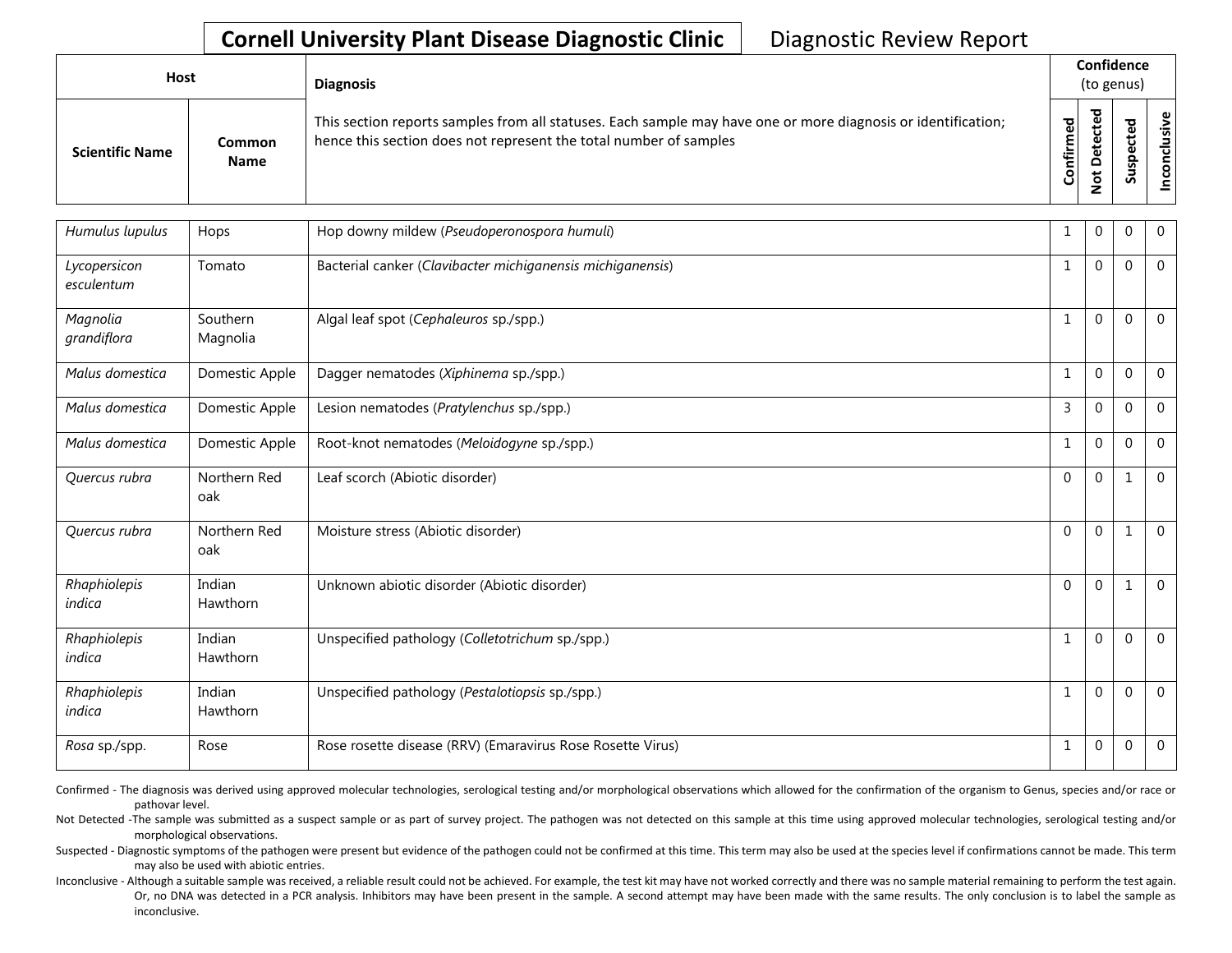# Cornell University Plant Disease Diagnostic Clinic

Diagnostic Review Report

| Host | | Diagnosis | Confidence (to genus) | | | |
|---|---|---|---|---|---|---|
| Scientific Name | Common Name | This section reports samples from all statuses. Each sample may have one or more diagnosis or identification; hence this section does not represent the total number of samples | Confirmed | Not Detected | Suspected | Inconclusive |
| *Humulus lupulus* | Hops | Hop downy mildew (*Pseudoperonospora humuli*) | 1 | 0 | 0 | 0 |
| *Lycopersicon esculentum* | Tomato | Bacterial canker (*Clavibacter michiganensis michiganensis*) | 1 | 0 | 0 | 0 |
| *Magnolia grandiflora* | Southern Magnolia | Algal leaf spot (*Cephaleuros* sp./spp.) | 1 | 0 | 0 | 0 |
| *Malus domestica* | Domestic Apple | Dagger nematodes (*Xiphinema* sp./spp.) | 1 | 0 | 0 | 0 |
| *Malus domestica* | Domestic Apple | Lesion nematodes (*Pratylenchus* sp./spp.) | 3 | 0 | 0 | 0 |
| *Malus domestica* | Domestic Apple | Root-knot nematodes (*Meloidogyne* sp./spp.) | 1 | 0 | 0 | 0 |
| *Quercus rubra* | Northern Red oak | Leaf scorch (Abiotic disorder) | 0 | 0 | 1 | 0 |
| *Quercus rubra* | Northern Red oak | Moisture stress (Abiotic disorder) | 0 | 0 | 1 | 0 |
| *Rhaphiolepis indica* | Indian Hawthorn | Unknown abiotic disorder (Abiotic disorder) | 0 | 0 | 1 | 0 |
| *Rhaphiolepis indica* | Indian Hawthorn | Unspecified pathology (*Colletotrichum* sp./spp.) | 1 | 0 | 0 | 0 |
| *Rhaphiolepis indica* | Indian Hawthorn | Unspecified pathology (*Pestalotiopsis* sp./spp.) | 1 | 0 | 0 | 0 |
| *Rosa* sp./spp. | Rose | Rose rosette disease (RRV) (Emaravirus Rose Rosette Virus) | 1 | 0 | 0 | 0 |

Confirmed - The diagnosis was derived using approved molecular technologies, serological testing and/or morphological observations which allowed for the confirmation of the organism to Genus, species and/or race or pathovar level.

Not Detected -The sample was submitted as a suspect sample or as part of survey project. The pathogen was not detected on this sample at this time using approved molecular technologies, serological testing and/or morphological observations.

Suspected - Diagnostic symptoms of the pathogen were present but evidence of the pathogen could not be confirmed at this time. This term may also be used at the species level if confirmations cannot be made. This term may also be used with abiotic entries.

Inconclusive - Although a suitable sample was received, a reliable result could not be achieved. For example, the test kit may have not worked correctly and there was no sample material remaining to perform the test again. Or, no DNA was detected in a PCR analysis. Inhibitors may have been present in the sample. A second attempt may have been made with the same results. The only conclusion is to label the sample as inconclusive.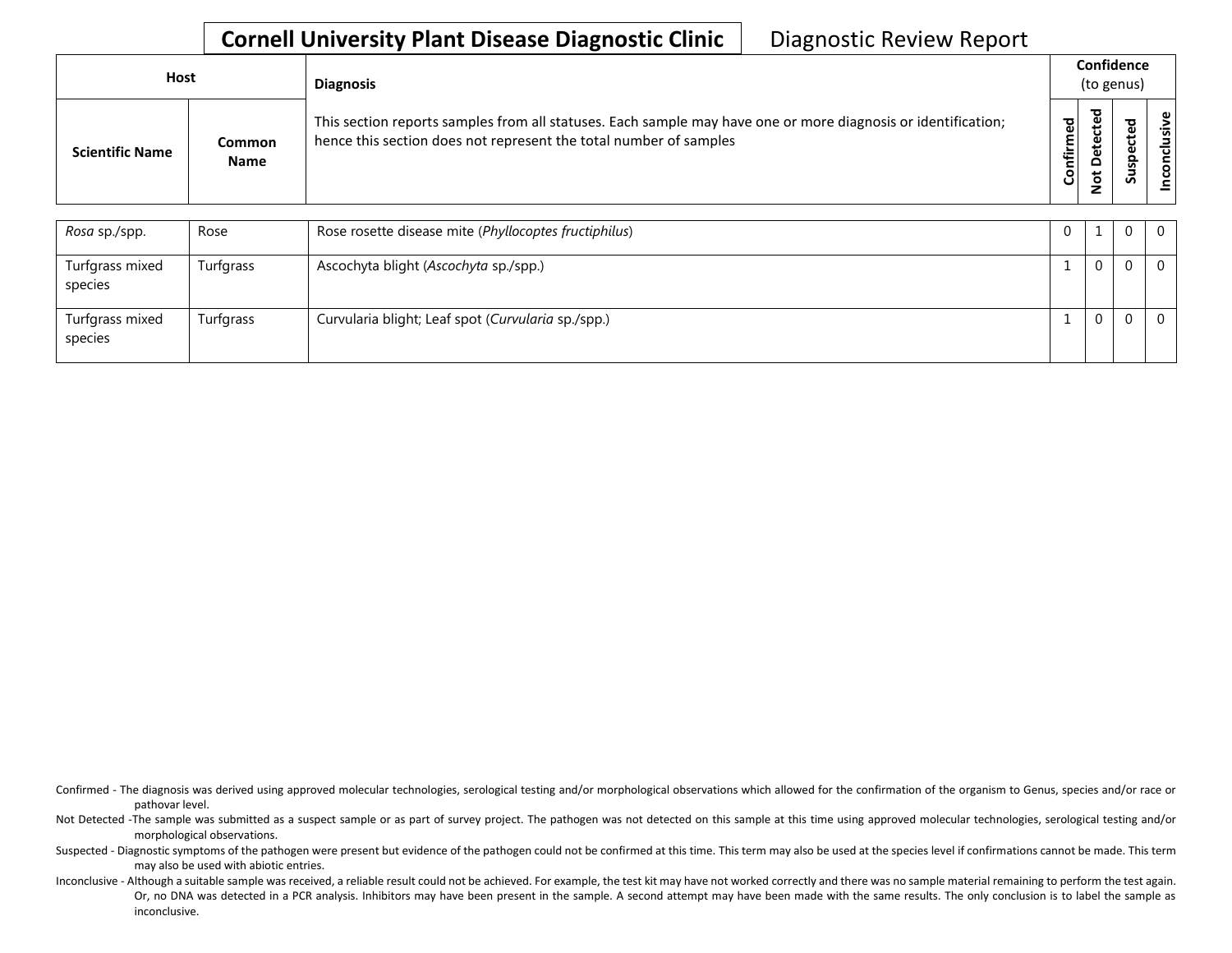# Cornell University Plant Disease Diagnostic Clinic

Diagnostic Review Report

| Host | | Diagnosis | Confidence (to genus) | | | |
|---|---|---|---|---|---|---|
| Scientific Name | Common Name | This section reports samples from all statuses. Each sample may have one or more diagnosis or identification; hence this section does not represent the total number of samples | Confirmed | Not Detected | Suspected | Inconclusive |
| *Rosa* sp./spp. | Rose | Rose rosette disease mite (*Phyllocoptes fructiphilus*) | 0 | 1 | 0 | 0 |
| Turfgrass mixed species | Turfgrass | Ascochyta blight (*Ascochyta* sp./spp.) | 1 | 0 | 0 | 0 |
| Turfgrass mixed species | Turfgrass | Curvularia blight; Leaf spot (*Curvularia* sp./spp.) | 1 | 0 | 0 | 0 |

Confirmed - The diagnosis was derived using approved molecular technologies, serological testing and/or morphological observations which allowed for the confirmation of the organism to Genus, species and/or race or pathovar level.

Not Detected -The sample was submitted as a suspect sample or as part of survey project. The pathogen was not detected on this sample at this time using approved molecular technologies, serological testing and/or morphological observations.

Suspected - Diagnostic symptoms of the pathogen were present but evidence of the pathogen could not be confirmed at this time. This term may also be used at the species level if confirmations cannot be made. This term may also be used with abiotic entries.

Inconclusive - Although a suitable sample was received, a reliable result could not be achieved. For example, the test kit may have not worked correctly and there was no sample material remaining to perform the test again. Or, no DNA was detected in a PCR analysis. Inhibitors may have been present in the sample. A second attempt may have been made with the same results. The only conclusion is to label the sample as inconclusive.